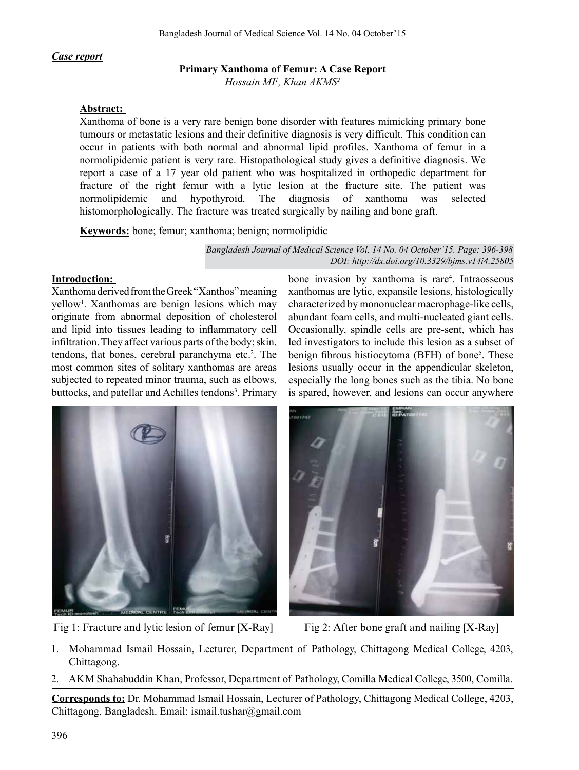*Case report*

## Primary Xanthoma of Femur: A Case Report

*Hossain MI[1], Khan AKMS[2]*

**Abstract:**

Xanthoma of bone is a very rare benign bone disorder with features mimicking primary bone tumours or metastatic lesions and their definitive diagnosis is very difficult. This condition can occur in patients with both normal and abnormal lipid profiles. Xanthoma of femur in a normolipidemic patient is very rare. Histopathological study gives a definitive diagnosis. We report a case of a 17 year old patient who was hospitalized in orthopedic department for fracture of the right femur with a lytic lesion at the fracture site. The patient was normolipidemic and hypothyroid. The diagnosis of xanthoma was selected histomorphologically. The fracture was treated surgically by nailing and bone graft.

**Keywords:** bone; femur; xanthoma; benign; normolipidic

*Bangladesh Journal of Medical Science Vol. 14 No. 04 October'15. Page: 396-398*
*DOI: http://dx.doi.org/10.3329/bjms.v14i4.25805*

**Introduction:**

Xanthoma derived from the Greek "Xanthos" meaning yellow[1]. Xanthomas are benign lesions which may originate from abnormal deposition of cholesterol and lipid into tissues leading to inflammatory cell infiltration. They affect various parts of the body; skin, tendons, flat bones, cerebral paranchyma etc.[2]. The most common sites of solitary xanthomas are areas subjected to repeated minor trauma, such as elbows, buttocks, and patellar and Achilles tendons[3]. Primary bone invasion by xanthoma is rare[4]. Intraosseous xanthomas are lytic, expansile lesions, histologically characterized by mononuclear macrophage-like cells, abundant foam cells, and multi-nucleated giant cells. Occasionally, spindle cells are pre-sent, which has led investigators to include this lesion as a subset of benign fibrous histiocytoma (BFH) of bone[5]. These lesions usually occur in the appendicular skeleton, especially the long bones such as the tibia. No bone is spared, however, and lesions can occur anywhere

Fig 1: Fracture and lytic lesion of femur [X-Ray]

Fig 2: After bone graft and nailing [X-Ray]

1. Mohammad Ismail Hossain, Lecturer, Department of Pathology, Chittagong Medical College, 4203, Chittagong.
2. AKM Shahabuddin Khan, Professor, Department of Pathology, Comilla Medical College, 3500, Comilla.

**Corresponds to:** Dr. Mohammad Ismail Hossain, Lecturer of Pathology, Chittagong Medical College, 4203, Chittagong, Bangladesh. Email: ismail.tushar@gmail.com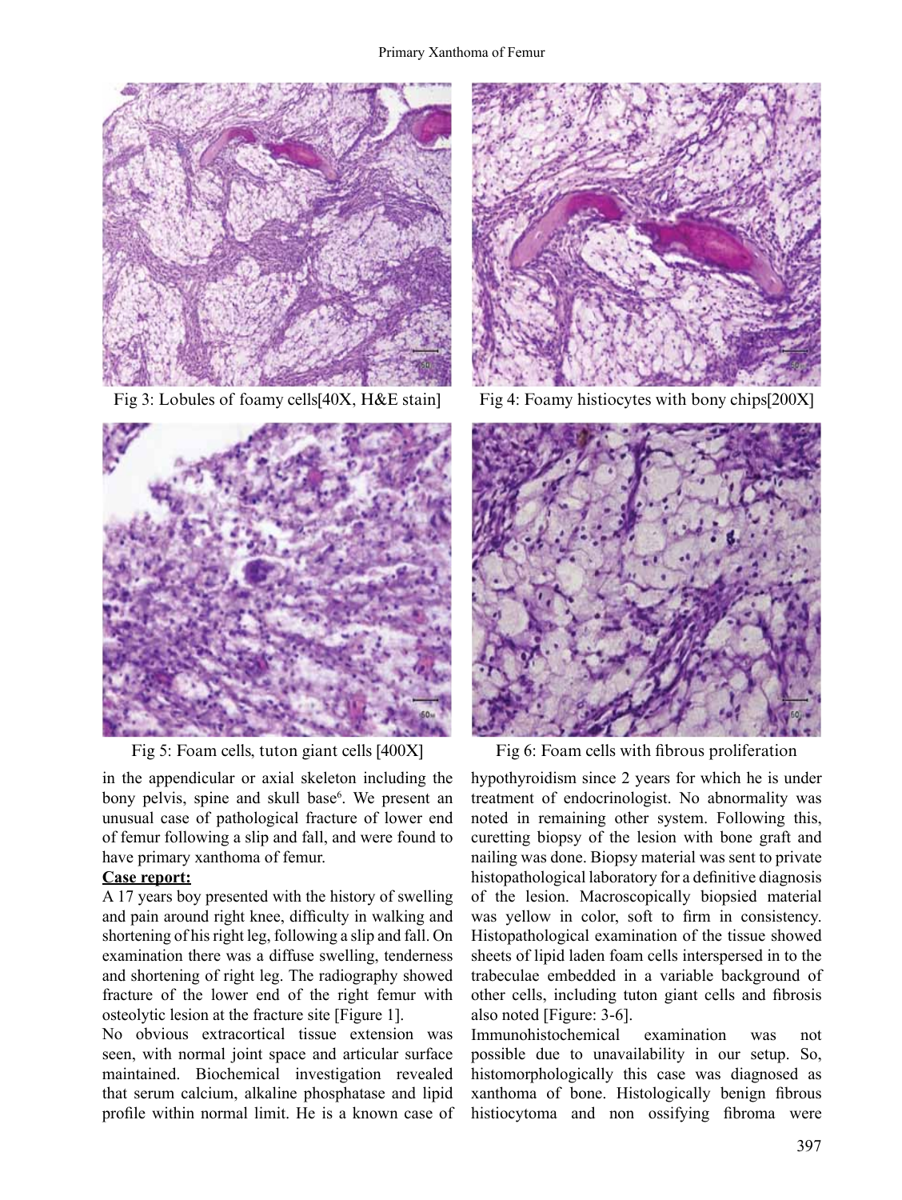Fig 3: Lobules of foamy cells[40X, H&E stain]

Fig 4: Foamy histiocytes with bony chips[200X]

Fig 5: Foam cells, tuton giant cells [400X]

Fig 6: Foam cells with fibrous proliferation

in the appendicular or axial skeleton including the bony pelvis, spine and skull base[6]. We present an unusual case of pathological fracture of lower end of femur following a slip and fall, and were found to have primary xanthoma of femur.

**Case report:**

A 17 years boy presented with the history of swelling and pain around right knee, difficulty in walking and shortening of his right leg, following a slip and fall. On examination there was a diffuse swelling, tenderness and shortening of right leg. The radiography showed fracture of the lower end of the right femur with osteolytic lesion at the fracture site [Figure 1].

No obvious extracortical tissue extension was seen, with normal joint space and articular surface maintained. Biochemical investigation revealed that serum calcium, alkaline phosphatase and lipid profile within normal limit. He is a known case of hypothyroidism since 2 years for which he is under treatment of endocrinologist. No abnormality was noted in remaining other system. Following this, curetting biopsy of the lesion with bone graft and nailing was done. Biopsy material was sent to private histopathological laboratory for a definitive diagnosis of the lesion. Macroscopically biopsied material was yellow in color, soft to firm in consistency. Histopathological examination of the tissue showed sheets of lipid laden foam cells interspersed in to the trabeculae embedded in a variable background of other cells, including tuton giant cells and fibrosis also noted [Figure: 3-6].

Immunohistochemical examination was not possible due to unavailability in our setup. So, histomorphologically this case was diagnosed as xanthoma of bone. Histologically benign fibrous histiocytoma and non ossifying fibroma were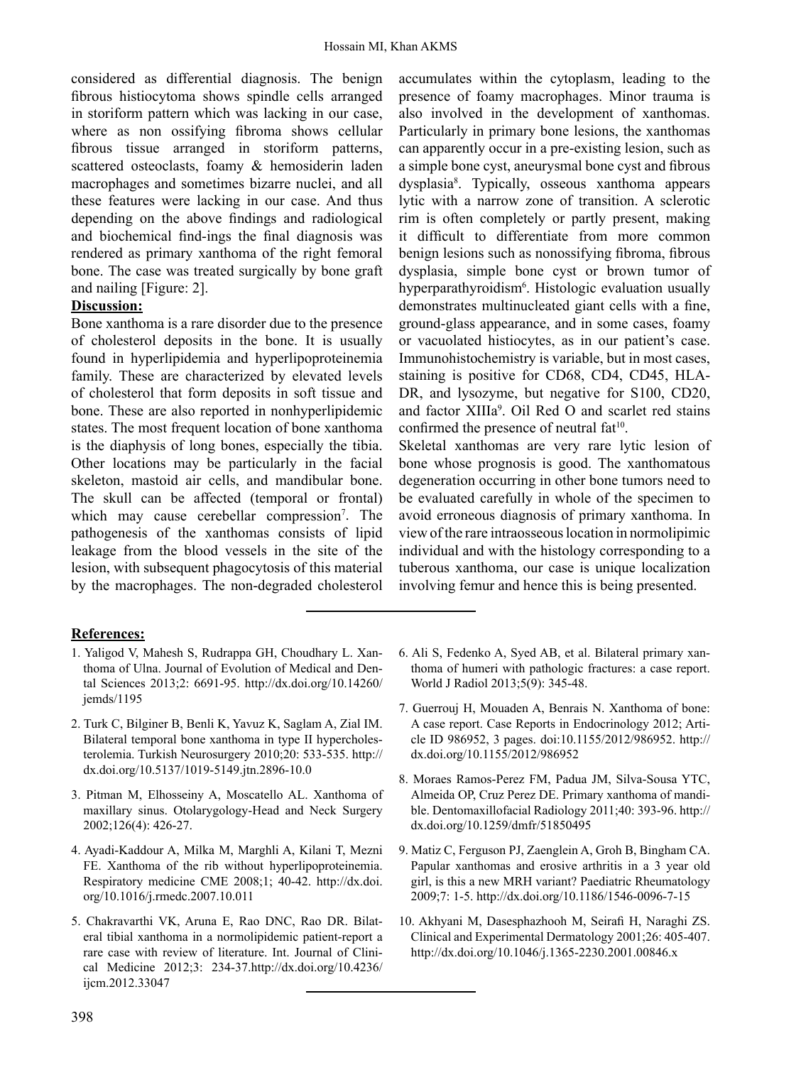considered as differential diagnosis. The benign fibrous histiocytoma shows spindle cells arranged in storiform pattern which was lacking in our case, where as non ossifying fibroma shows cellular fibrous tissue arranged in storiform patterns, scattered osteoclasts, foamy & hemosiderin laden macrophages and sometimes bizarre nuclei, and all these features were lacking in our case. And thus depending on the above findings and radiological and biochemical find-ings the final diagnosis was rendered as primary xanthoma of the right femoral bone. The case was treated surgically by bone graft and nailing [Figure: 2].

## Discussion:

Bone xanthoma is a rare disorder due to the presence of cholesterol deposits in the bone. It is usually found in hyperlipidemia and hyperlipoproteinemia family. These are characterized by elevated levels of cholesterol that form deposits in soft tissue and bone. These are also reported in nonhyperlipidemic states. The most frequent location of bone xanthoma is the diaphysis of long bones, especially the tibia. Other locations may be particularly in the facial skeleton, mastoid air cells, and mandibular bone. The skull can be affected (temporal or frontal) which may cause cerebellar compression[7]. The pathogenesis of the xanthomas consists of lipid leakage from the blood vessels in the site of the lesion, with subsequent phagocytosis of this material by the macrophages. The non-degraded cholesterol accumulates within the cytoplasm, leading to the presence of foamy macrophages. Minor trauma is also involved in the development of xanthomas. Particularly in primary bone lesions, the xanthomas can apparently occur in a pre-existing lesion, such as a simple bone cyst, aneurysmal bone cyst and fibrous dysplasia[8]. Typically, osseous xanthoma appears lytic with a narrow zone of transition. A sclerotic rim is often completely or partly present, making it difficult to differentiate from more common benign lesions such as nonossifying fibroma, fibrous dysplasia, simple bone cyst or brown tumor of hyperparathyroidism[6]. Histologic evaluation usually demonstrates multinucleated giant cells with a fine, ground-glass appearance, and in some cases, foamy or vacuolated histiocytes, as in our patient's case. Immunohistochemistry is variable, but in most cases, staining is positive for CD68, CD4, CD45, HLA-DR, and lysozyme, but negative for S100, CD20, and factor XIIIa[9]. Oil Red O and scarlet red stains confirmed the presence of neutral fat[10].

Skeletal xanthomas are very rare lytic lesion of bone whose prognosis is good. The xanthomatous degeneration occurring in other bone tumors need to be evaluated carefully in whole of the specimen to avoid erroneous diagnosis of primary xanthoma. In view of the rare intraosseous location in normolipimic individual and with the histology corresponding to a tuberous xanthoma, our case is unique localization involving femur and hence this is being presented.

## References:

1. Yaligod V, Mahesh S, Rudrappa GH, Choudhary L. Xanthoma of Ulna. Journal of Evolution of Medical and Dental Sciences 2013;2: 6691-95. http://dx.doi.org/10.14260/jemds/1195
2. Turk C, Bilginer B, Benli K, Yavuz K, Saglam A, Zial IM. Bilateral temporal bone xanthoma in type II hypercholesterolemia. Turkish Neurosurgery 2010;20: 533-535. http://dx.doi.org/10.5137/1019-5149.jtn.2896-10.0
3. Pitman M, Elhosseiny A, Moscatello AL. Xanthoma of maxillary sinus. Otolarygology-Head and Neck Surgery 2002;126(4): 426-27.
4. Ayadi-Kaddour A, Milka M, Marghli A, Kilani T, Mezni FE. Xanthoma of the rib without hyperlipoproteinemia. Respiratory medicine CME 2008;1; 40-42. http://dx.doi.org/10.1016/j.rmedc.2007.10.011
5. Chakravarthi VK, Aruna E, Rao DNC, Rao DR. Bilateral tibial xanthoma in a normolipidemic patient-report a rare case with review of literature. Int. Journal of Clinical Medicine 2012;3: 234-37.http://dx.doi.org/10.4236/ijcm.2012.33047
6. Ali S, Fedenko A, Syed AB, et al. Bilateral primary xanthoma of humeri with pathologic fractures: a case report. World J Radiol 2013;5(9): 345-48.
7. Guerrouj H, Mouaden A, Benrais N. Xanthoma of bone: A case report. Case Reports in Endocrinology 2012; Article ID 986952, 3 pages. doi:10.1155/2012/986952. http://dx.doi.org/10.1155/2012/986952
8. Moraes Ramos-Perez FM, Padua JM, Silva-Sousa YTC, Almeida OP, Cruz Perez DE. Primary xanthoma of mandible. Dentomaxillofacial Radiology 2011;40: 393-96. http://dx.doi.org/10.1259/dmfr/51850495
9. Matiz C, Ferguson PJ, Zaenglein A, Groh B, Bingham CA. Papular xanthomas and erosive arthritis in a 3 year old girl, is this a new MRH variant? Paediatric Rheumatology 2009;7: 1-5. http://dx.doi.org/10.1186/1546-0096-7-15
10. Akhyani M, Dasesphazhooh M, Seirafi H, Naraghi ZS. Clinical and Experimental Dermatology 2001;26: 405-407. http://dx.doi.org/10.1046/j.1365-2230.2001.00846.x